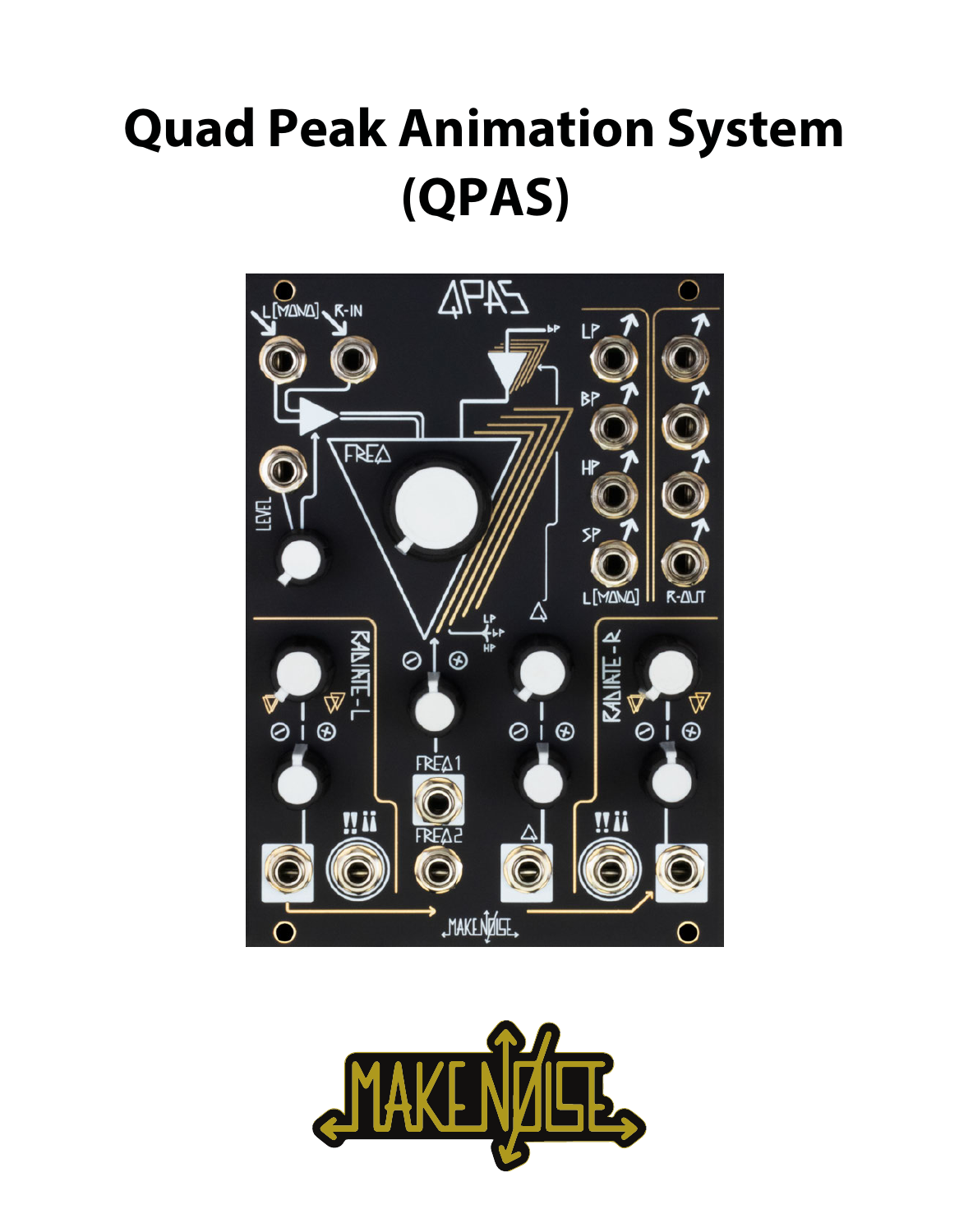# Quad Peak Animation System (QPAS)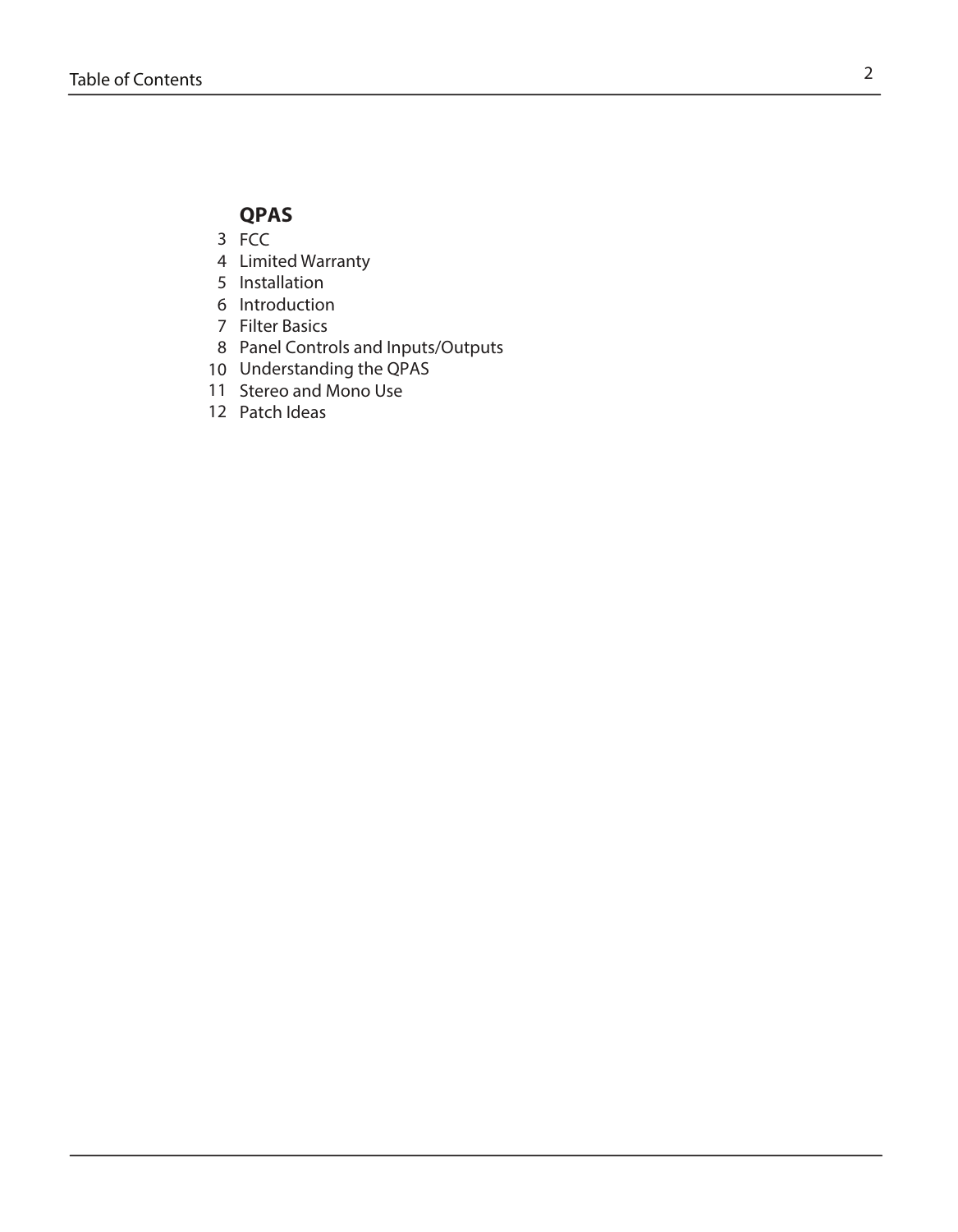# Table of Contents

## QPAS

3 FCC
4 Limited Warranty
5 Installation
6 Introduction
7 Filter Basics
8 Panel Controls and Inputs/Outputs
10 Understanding the QPAS
11 Stereo and Mono Use
12 Patch Ideas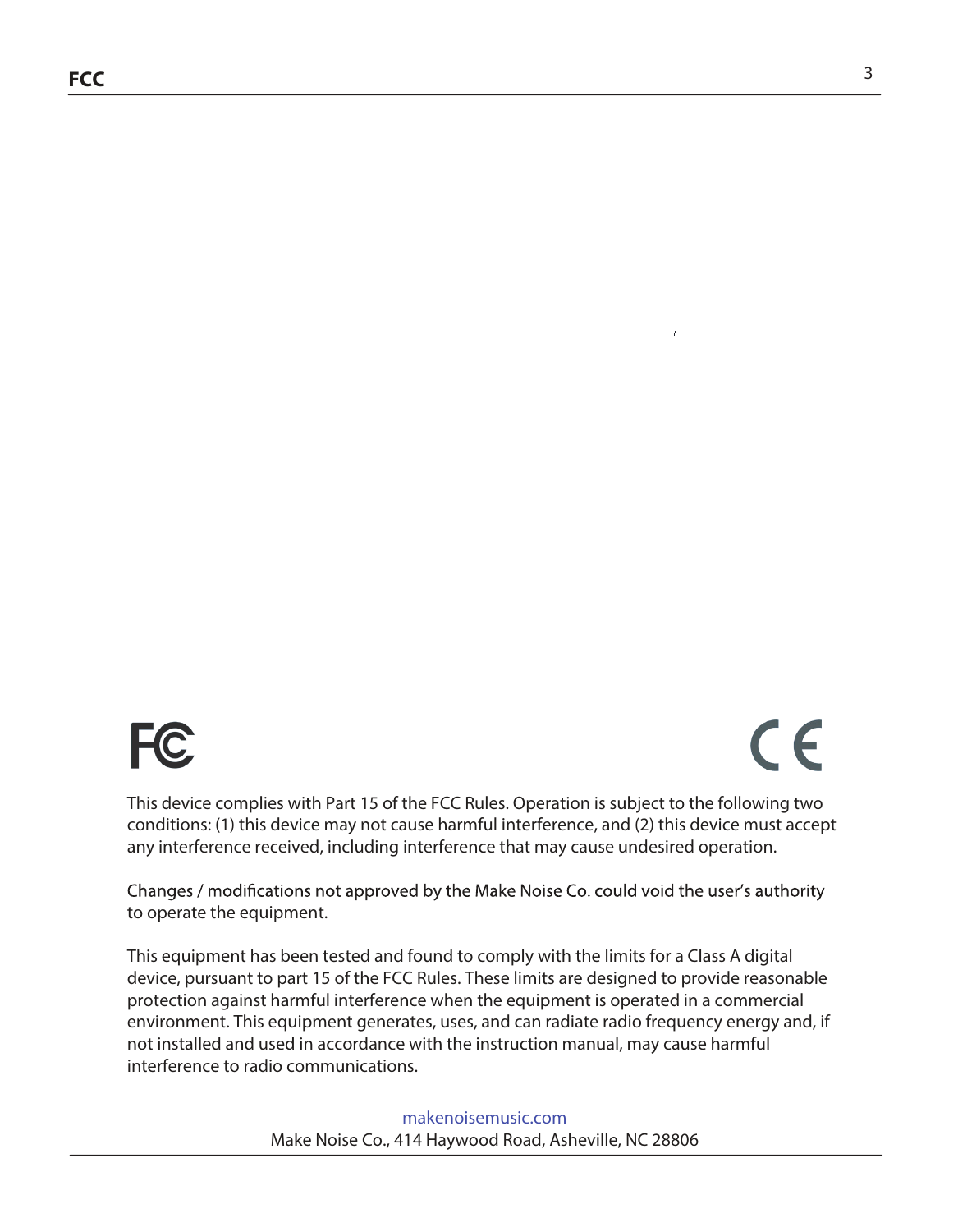This device complies with Part 15 of the FCC Rules. Operation is subject to the following two conditions: (1) this device may not cause harmful interference, and (2) this device must accept any interference received, including interference that may cause undesired operation.

Changes / modifications not approved by the Make Noise Co. could void the user's authority to operate the equipment.

This equipment has been tested and found to comply with the limits for a Class A digital device, pursuant to part 15 of the FCC Rules. These limits are designed to provide reasonable protection against harmful interference when the equipment is operated in a commercial environment. This equipment generates, uses, and can radiate radio frequency energy and, if not installed and used in accordance with the instruction manual, may cause harmful interference to radio communications.

makenoisemusic.com
Make Noise Co., 414 Haywood Road, Asheville, NC 28806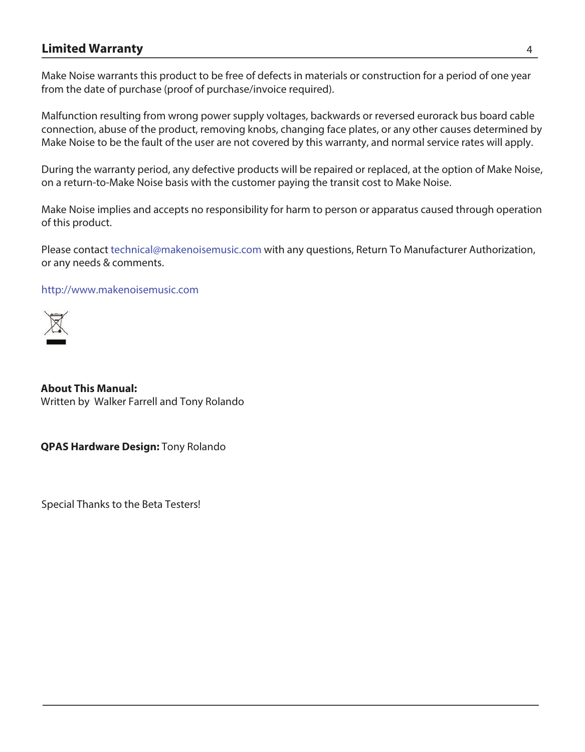## Limited Warranty

Make Noise warrants this product to be free of defects in materials or construction for a period of one year from the date of purchase (proof of purchase/invoice required).

Malfunction resulting from wrong power supply voltages, backwards or reversed eurorack bus board cable connection, abuse of the product, removing knobs, changing face plates, or any other causes determined by Make Noise to be the fault of the user are not covered by this warranty, and normal service rates will apply.

During the warranty period, any defective products will be repaired or replaced, at the option of Make Noise, on a return-to-Make Noise basis with the customer paying the transit cost to Make Noise.

Make Noise implies and accepts no responsibility for harm to person or apparatus caused through operation of this product.

Please contact technical@makenoisemusic.com with any questions, Return To Manufacturer Authorization, or any needs & comments.

http://www.makenoisemusic.com

**About This Manual:**
Written by Walker Farrell and Tony Rolando

**QPAS Hardware Design:** Tony Rolando

Special Thanks to the Beta Testers!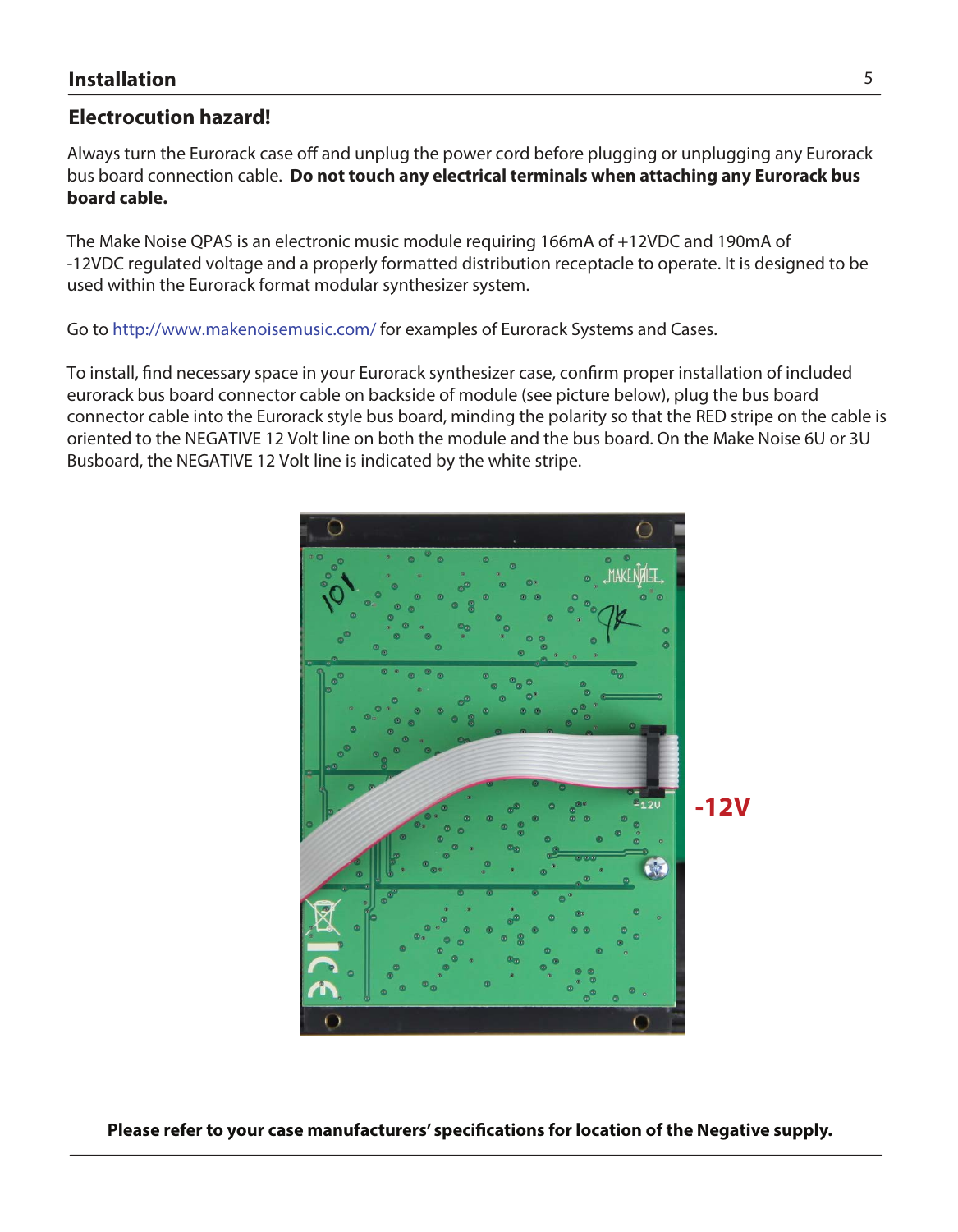## Installation

### Electrocution hazard!

Always turn the Eurorack case off and unplug the power cord before plugging or unplugging any Eurorack bus board connection cable. **Do not touch any electrical terminals when attaching any Eurorack bus board cable.**

The Make Noise QPAS is an electronic music module requiring 166mA of +12VDC and 190mA of -12VDC regulated voltage and a properly formatted distribution receptacle to operate. It is designed to be used within the Eurorack format modular synthesizer system.

Go to http://www.makenoisemusic.com/ for examples of Eurorack Systems and Cases.

To install, find necessary space in your Eurorack synthesizer case, confirm proper installation of included eurorack bus board connector cable on backside of module (see picture below), plug the bus board connector cable into the Eurorack style bus board, minding the polarity so that the RED stripe on the cable is oriented to the NEGATIVE 12 Volt line on both the module and the bus board. On the Make Noise 6U or 3U Busboard, the NEGATIVE 12 Volt line is indicated by the white stripe.

-12V

**Please refer to your case manufacturers' specifications for location of the Negative supply.**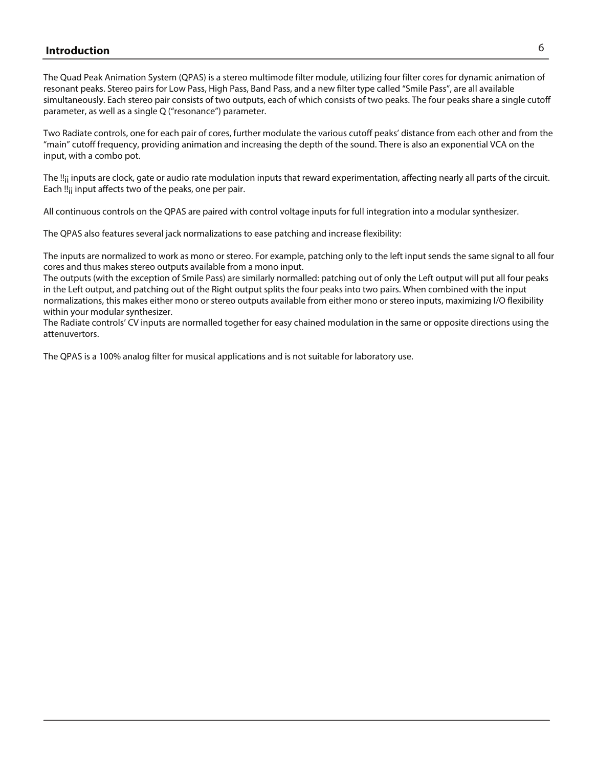## Introduction

The Quad Peak Animation System (QPAS) is a stereo multimode filter module, utilizing four filter cores for dynamic animation of resonant peaks. Stereo pairs for Low Pass, High Pass, Band Pass, and a new filter type called "Smile Pass", are all available simultaneously. Each stereo pair consists of two outputs, each of which consists of two peaks. The four peaks share a single cutoff parameter, as well as a single Q ("resonance") parameter.

Two Radiate controls, one for each pair of cores, further modulate the various cutoff peaks' distance from each other and from the "main" cutoff frequency, providing animation and increasing the depth of the sound. There is also an exponential VCA on the input, with a combo pot.

The !!¡¡ inputs are clock, gate or audio rate modulation inputs that reward experimentation, affecting nearly all parts of the circuit. Each !!¡¡ input affects two of the peaks, one per pair.

All continuous controls on the QPAS are paired with control voltage inputs for full integration into a modular synthesizer.

The QPAS also features several jack normalizations to ease patching and increase flexibility:

The inputs are normalized to work as mono or stereo. For example, patching only to the left input sends the same signal to all four cores and thus makes stereo outputs available from a mono input.
The outputs (with the exception of Smile Pass) are similarly normalled: patching out of only the Left output will put all four peaks in the Left output, and patching out of the Right output splits the four peaks into two pairs. When combined with the input normalizations, this makes either mono or stereo outputs available from either mono or stereo inputs, maximizing I/O flexibility within your modular synthesizer.
The Radiate controls' CV inputs are normalled together for easy chained modulation in the same or opposite directions using the attenuvertors.

The QPAS is a 100% analog filter for musical applications and is not suitable for laboratory use.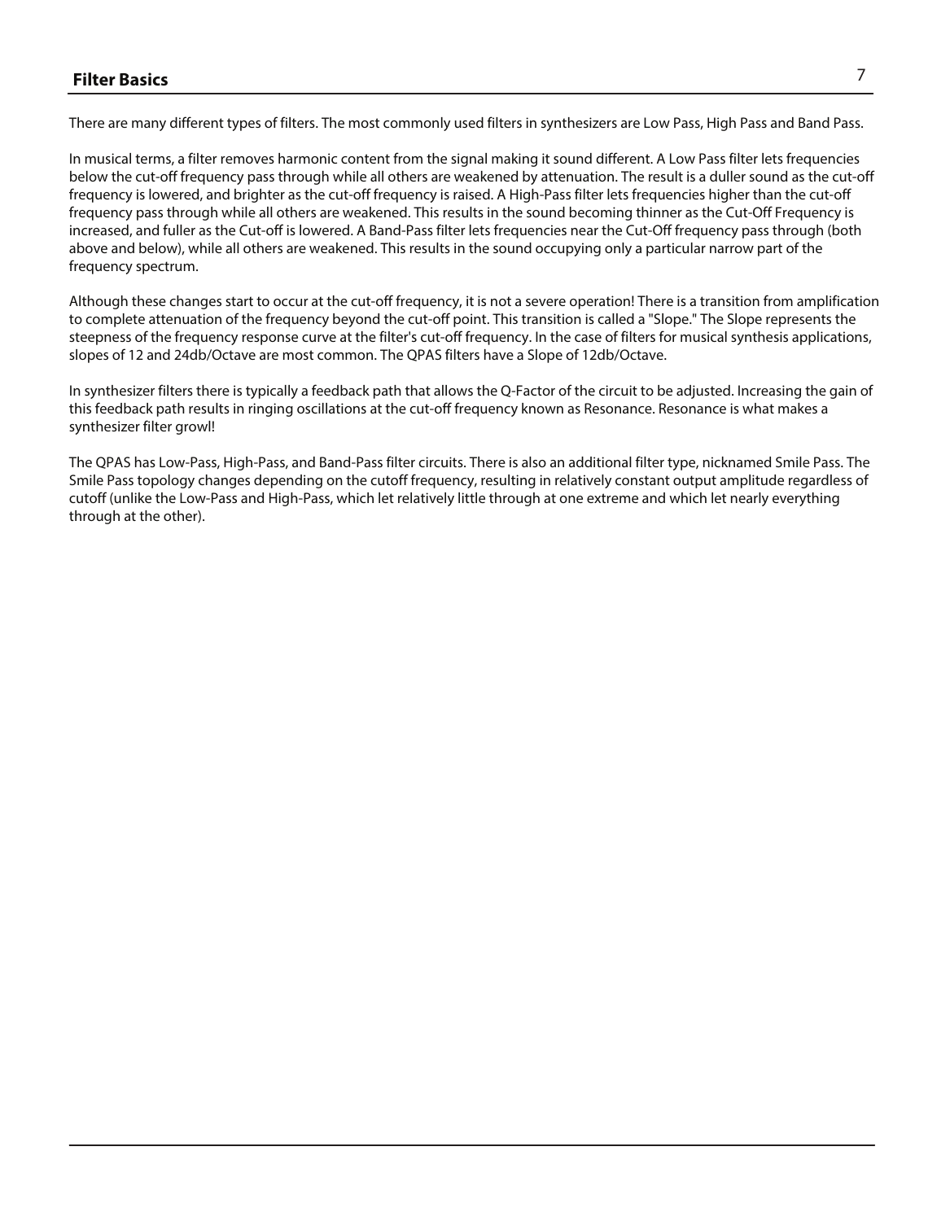## Filter Basics

There are many different types of filters. The most commonly used filters in synthesizers are Low Pass, High Pass and Band Pass.

In musical terms, a filter removes harmonic content from the signal making it sound different. A Low Pass filter lets frequencies below the cut-off frequency pass through while all others are weakened by attenuation. The result is a duller sound as the cut-off frequency is lowered, and brighter as the cut-off frequency is raised. A High-Pass filter lets frequencies higher than the cut-off frequency pass through while all others are weakened. This results in the sound becoming thinner as the Cut-Off Frequency is increased, and fuller as the Cut-off is lowered. A Band-Pass filter lets frequencies near the Cut-Off frequency pass through (both above and below), while all others are weakened. This results in the sound occupying only a particular narrow part of the frequency spectrum.

Although these changes start to occur at the cut-off frequency, it is not a severe operation! There is a transition from amplification to complete attenuation of the frequency beyond the cut-off point. This transition is called a "Slope." The Slope represents the steepness of the frequency response curve at the filter's cut-off frequency. In the case of filters for musical synthesis applications, slopes of 12 and 24db/Octave are most common. The QPAS filters have a Slope of 12db/Octave.

In synthesizer filters there is typically a feedback path that allows the Q-Factor of the circuit to be adjusted. Increasing the gain of this feedback path results in ringing oscillations at the cut-off frequency known as Resonance. Resonance is what makes a synthesizer filter growl!

The QPAS has Low-Pass, High-Pass, and Band-Pass filter circuits. There is also an additional filter type, nicknamed Smile Pass. The Smile Pass topology changes depending on the cutoff frequency, resulting in relatively constant output amplitude regardless of cutoff (unlike the Low-Pass and High-Pass, which let relatively little through at one extreme and which let nearly everything through at the other).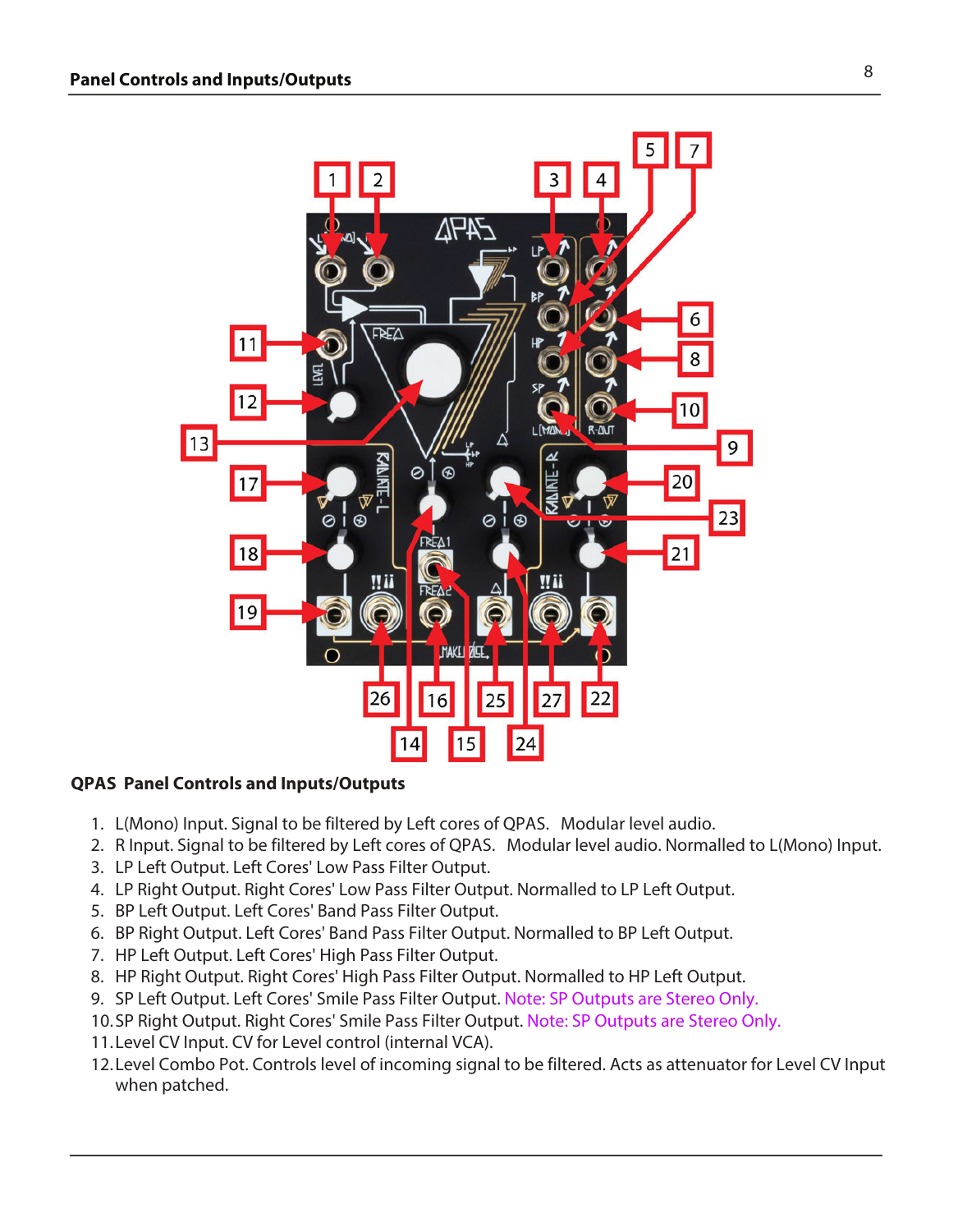## Panel Controls and Inputs/Outputs

**QPAS Panel Controls and Inputs/Outputs**

1. L(Mono) Input. Signal to be filtered by Left cores of QPAS. Modular level audio.
2. R Input. Signal to be filtered by Left cores of QPAS. Modular level audio. Normalled to L(Mono) Input.
3. LP Left Output. Left Cores' Low Pass Filter Output.
4. LP Right Output. Right Cores' Low Pass Filter Output. Normalled to LP Left Output.
5. BP Left Output. Left Cores' Band Pass Filter Output.
6. BP Right Output. Left Cores' Band Pass Filter Output. Normalled to BP Left Output.
7. HP Left Output. Left Cores' High Pass Filter Output.
8. HP Right Output. Right Cores' High Pass Filter Output. Normalled to HP Left Output.
9. SP Left Output. Left Cores' Smile Pass Filter Output. Note: SP Outputs are Stereo Only.
10. SP Right Output. Right Cores' Smile Pass Filter Output. Note: SP Outputs are Stereo Only.
11. Level CV Input. CV for Level control (internal VCA).
12. Level Combo Pot. Controls level of incoming signal to be filtered. Acts as attenuator for Level CV Input when patched.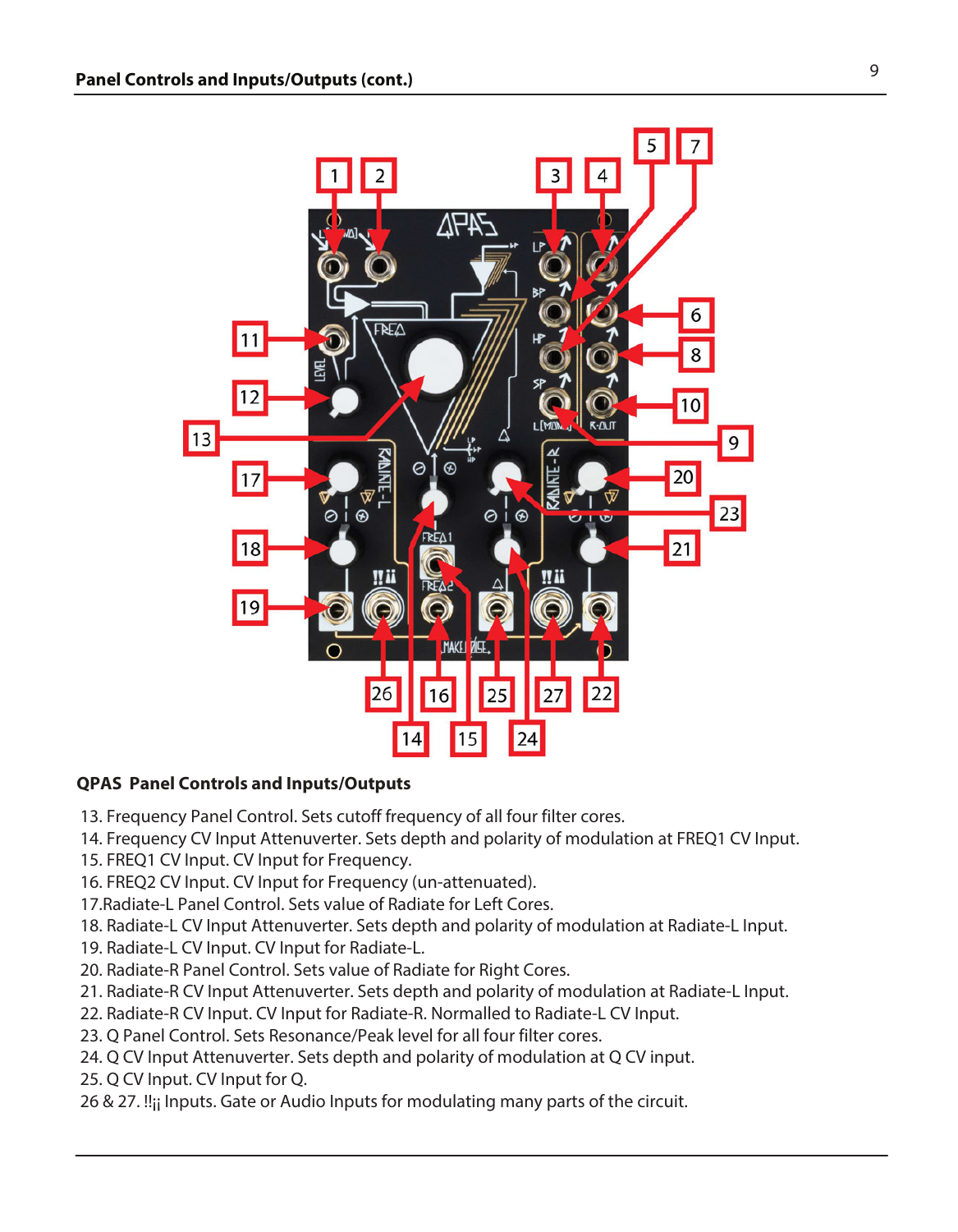## Panel Controls and Inputs/Outputs (cont.)

**QPAS Panel Controls and Inputs/Outputs**

13. Frequency Panel Control. Sets cutoff frequency of all four filter cores.
14. Frequency CV Input Attenuverter. Sets depth and polarity of modulation at FREQ1 CV Input.
15. FREQ1 CV Input. CV Input for Frequency.
16. FREQ2 CV Input. CV Input for Frequency (un-attenuated).
17. Radiate-L Panel Control. Sets value of Radiate for Left Cores.
18. Radiate-L CV Input Attenuverter. Sets depth and polarity of modulation at Radiate-L Input.
19. Radiate-L CV Input. CV Input for Radiate-L.
20. Radiate-R Panel Control. Sets value of Radiate for Right Cores.
21. Radiate-R CV Input Attenuverter. Sets depth and polarity of modulation at Radiate-L Input.
22. Radiate-R CV Input. CV Input for Radiate-R. Normalled to Radiate-L CV Input.
23. Q Panel Control. Sets Resonance/Peak level for all four filter cores.
24. Q CV Input Attenuverter. Sets depth and polarity of modulation at Q CV input.
25. Q CV Input. CV Input for Q.

26 & 27. !!¡¡ Inputs. Gate or Audio Inputs for modulating many parts of the circuit.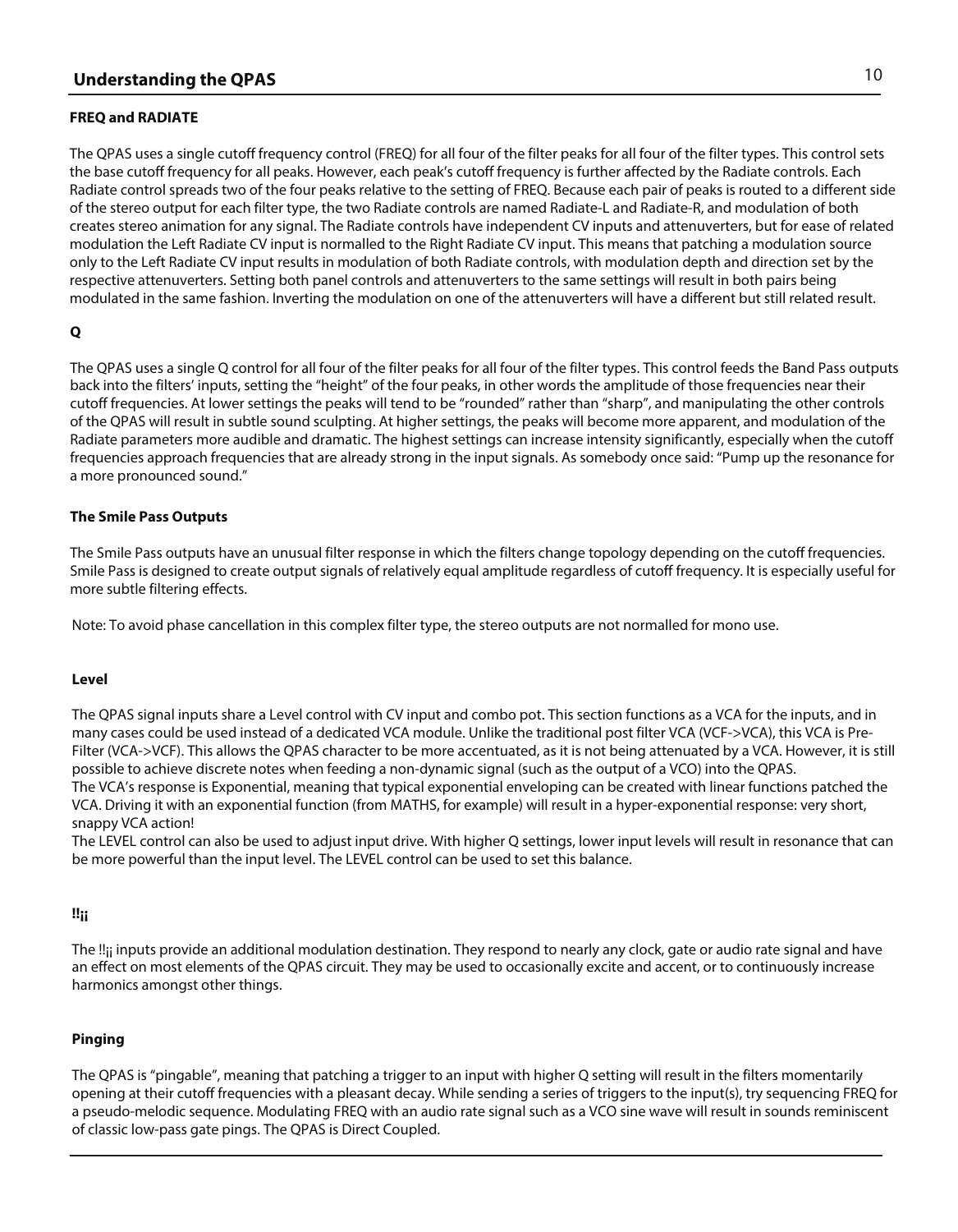## Understanding the QPAS

### FREQ and RADIATE

The QPAS uses a single cutoff frequency control (FREQ) for all four of the filter peaks for all four of the filter types. This control sets the base cutoff frequency for all peaks. However, each peak's cutoff frequency is further affected by the Radiate controls. Each Radiate control spreads two of the four peaks relative to the setting of FREQ. Because each pair of peaks is routed to a different side of the stereo output for each filter type, the two Radiate controls are named Radiate-L and Radiate-R, and modulation of both creates stereo animation for any signal. The Radiate controls have independent CV inputs and attenuverters, but for ease of related modulation the Left Radiate CV input is normalled to the Right Radiate CV input. This means that patching a modulation source only to the Left Radiate CV input results in modulation of both Radiate controls, with modulation depth and direction set by the respective attenuverters. Setting both panel controls and attenuverters to the same settings will result in both pairs being modulated in the same fashion. Inverting the modulation on one of the attenuverters will have a different but still related result.

### Q

The QPAS uses a single Q control for all four of the filter peaks for all four of the filter types. This control feeds the Band Pass outputs back into the filters' inputs, setting the "height" of the four peaks, in other words the amplitude of those frequencies near their cutoff frequencies. At lower settings the peaks will tend to be "rounded" rather than "sharp", and manipulating the other controls of the QPAS will result in subtle sound sculpting. At higher settings, the peaks will become more apparent, and modulation of the Radiate parameters more audible and dramatic. The highest settings can increase intensity significantly, especially when the cutoff frequencies approach frequencies that are already strong in the input signals. As somebody once said: "Pump up the resonance for a more pronounced sound."

### The Smile Pass Outputs

The Smile Pass outputs have an unusual filter response in which the filters change topology depending on the cutoff frequencies. Smile Pass is designed to create output signals of relatively equal amplitude regardless of cutoff frequency. It is especially useful for more subtle filtering effects.

Note: To avoid phase cancellation in this complex filter type, the stereo outputs are not normalled for mono use.

### Level

The QPAS signal inputs share a Level control with CV input and combo pot. This section functions as a VCA for the inputs, and in many cases could be used instead of a dedicated VCA module. Unlike the traditional post filter VCA (VCF->VCA), this VCA is Pre-Filter (VCA->VCF). This allows the QPAS character to be more accentuated, as it is not being attenuated by a VCA. However, it is still possible to achieve discrete notes when feeding a non-dynamic signal (such as the output of a VCO) into the QPAS.
The VCA's response is Exponential, meaning that typical exponential enveloping can be created with linear functions patched the VCA. Driving it with an exponential function (from MATHS, for example) will result in a hyper-exponential response: very short, snappy VCA action!
The LEVEL control can also be used to adjust input drive. With higher Q settings, lower input levels will result in resonance that can be more powerful than the input level. The LEVEL control can be used to set this balance.

### !!¡¡

The !!¡¡ inputs provide an additional modulation destination. They respond to nearly any clock, gate or audio rate signal and have an effect on most elements of the QPAS circuit. They may be used to occasionally excite and accent, or to continuously increase harmonics amongst other things.

### Pinging

The QPAS is "pingable", meaning that patching a trigger to an input with higher Q setting will result in the filters momentarily opening at their cutoff frequencies with a pleasant decay. While sending a series of triggers to the input(s), try sequencing FREQ for a pseudo-melodic sequence. Modulating FREQ with an audio rate signal such as a VCO sine wave will result in sounds reminiscent of classic low-pass gate pings. The QPAS is Direct Coupled.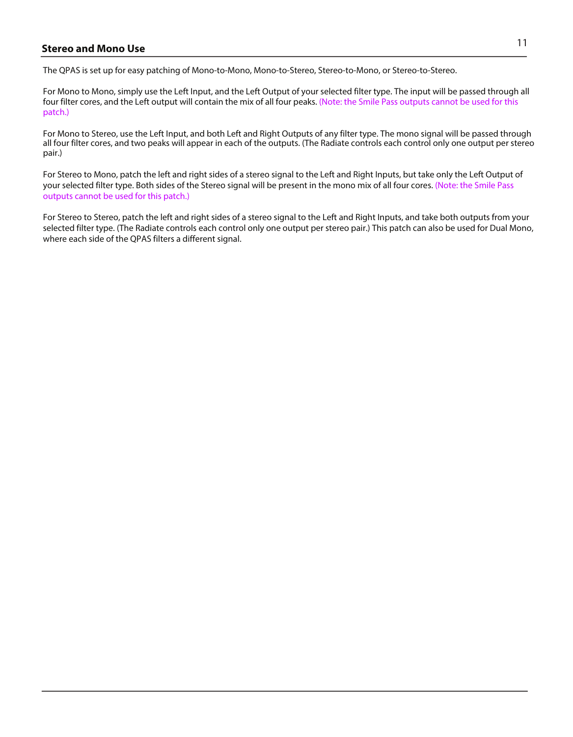## Stereo and Mono Use

The QPAS is set up for easy patching of Mono-to-Mono, Mono-to-Stereo, Stereo-to-Mono, or Stereo-to-Stereo.

For Mono to Mono, simply use the Left Input, and the Left Output of your selected filter type. The input will be passed through all four filter cores, and the Left output will contain the mix of all four peaks. (Note: the Smile Pass outputs cannot be used for this patch.)

For Mono to Stereo, use the Left Input, and both Left and Right Outputs of any filter type. The mono signal will be passed through all four filter cores, and two peaks will appear in each of the outputs. (The Radiate controls each control only one output per stereo pair.)

For Stereo to Mono, patch the left and right sides of a stereo signal to the Left and Right Inputs, but take only the Left Output of your selected filter type. Both sides of the Stereo signal will be present in the mono mix of all four cores. (Note: the Smile Pass outputs cannot be used for this patch.)

For Stereo to Stereo, patch the left and right sides of a stereo signal to the Left and Right Inputs, and take both outputs from your selected filter type. (The Radiate controls each control only one output per stereo pair.) This patch can also be used for Dual Mono, where each side of the QPAS filters a different signal.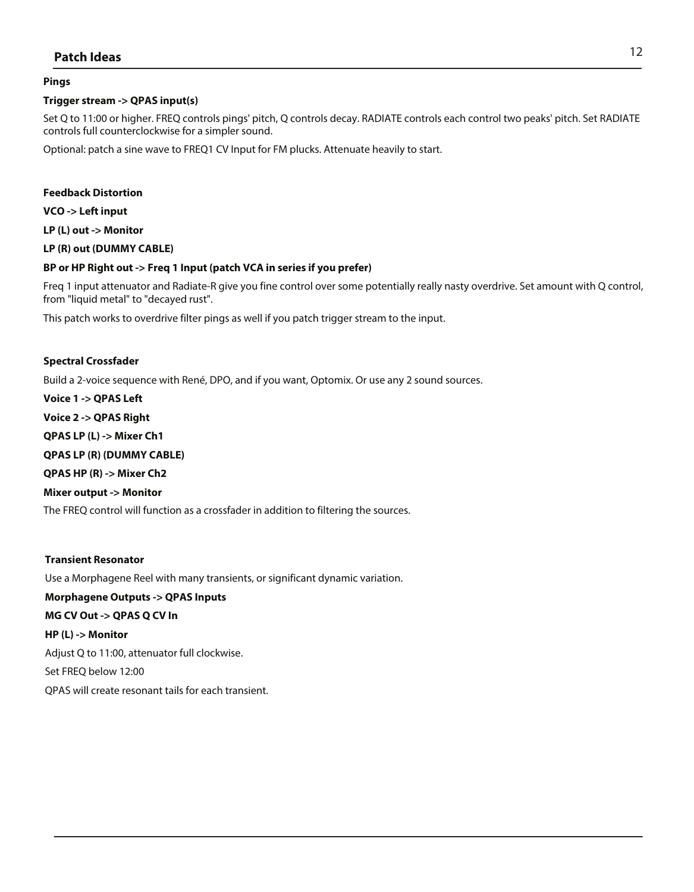## Patch Ideas

**Pings**

**Trigger stream -> QPAS input(s)**

Set Q to 11:00 or higher. FREQ controls pings' pitch, Q controls decay. RADIATE controls each control two peaks' pitch. Set RADIATE controls full counterclockwise for a simpler sound.

Optional: patch a sine wave to FREQ1 CV Input for FM plucks. Attenuate heavily to start.

**Feedback Distortion**

**VCO -> Left input**

**LP (L) out -> Monitor**

**LP (R) out (DUMMY CABLE)**

**BP or HP Right out -> Freq 1 Input (patch VCA in series if you prefer)**

Freq 1 input attenuator and Radiate-R give you fine control over some potentially really nasty overdrive. Set amount with Q control, from "liquid metal" to "decayed rust".

This patch works to overdrive filter pings as well if you patch trigger stream to the input.

**Spectral Crossfader**

Build a 2-voice sequence with René, DPO, and if you want, Optomix. Or use any 2 sound sources.

**Voice 1 -> QPAS Left**

**Voice 2 -> QPAS Right**

**QPAS LP (L) -> Mixer Ch1**

**QPAS LP (R) (DUMMY CABLE)**

**QPAS HP (R) -> Mixer Ch2**

**Mixer output -> Monitor**

The FREQ control will function as a crossfader in addition to filtering the sources.

**Transient Resonator**

Use a Morphagene Reel with many transients, or significant dynamic variation.

**Morphagene Outputs -> QPAS Inputs**

**MG CV Out -> QPAS Q CV In**

**HP (L) -> Monitor**

Adjust Q to 11:00, attenuator full clockwise.

Set FREQ below 12:00

QPAS will create resonant tails for each transient.